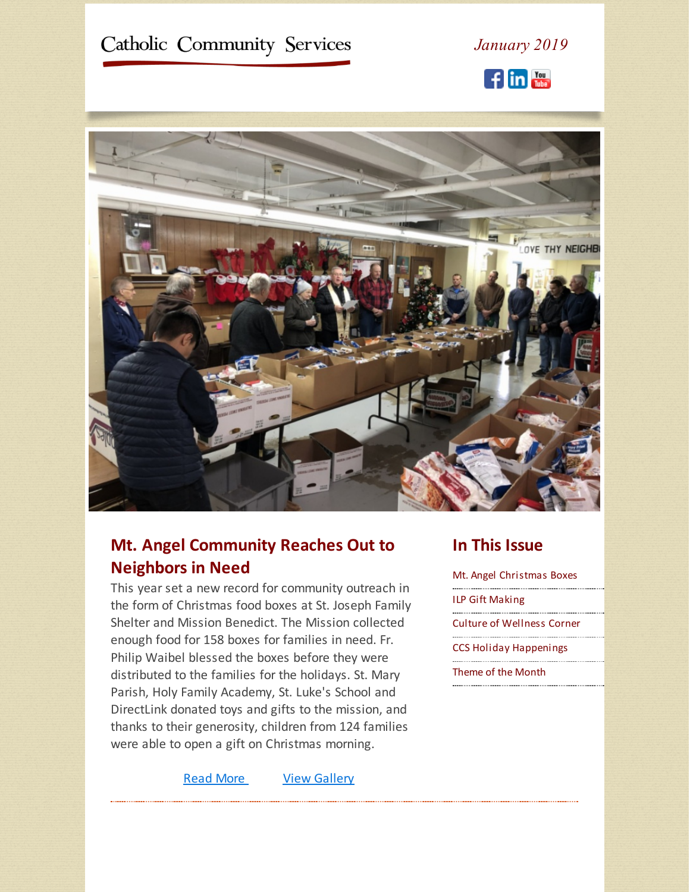# Catholic Community Services

*January 2019*

## Mt. Angel Community Reaches Out to Neighbors in Need

This year set a new record for community outreach in the form of Christmas food boxes at St. Joseph Family Shelter and Mission Benedict. The Mission collected enough food for 158 boxes for families in need. Fr. Philip Waibel blessed the boxes before they were distributed to the families for the holidays. St. Mary Parish, Holy Family Academy, St. Luke's School and DirectLink donated toys and gifts to the mission, and thanks to their generosity, children from 124 families were able to open a gift on Christmas morning.

Read More View Gallery

## In This Issue

- Mt. Angel Christmas Boxes
- ILP Gift Making
- Culture of Wellness Corner
- CCS Holiday Happenings
- Theme of the Month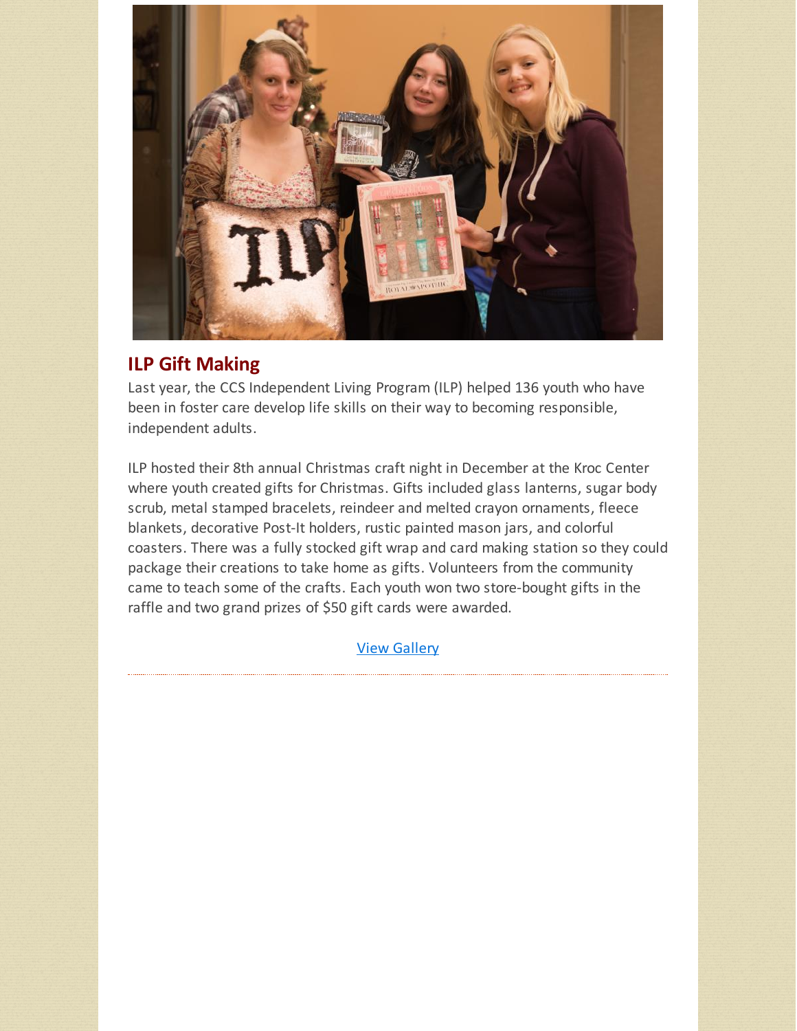## ILP Gift Making

Last year, the CCS Independent Living Program (ILP) helped 136 youth who have been in foster care develop life skills on their way to becoming responsible, independent adults.

ILP hosted their 8th annual Christmas craft night in December at the Kroc Center where youth created gifts for Christmas. Gifts included glass lanterns, sugar body scrub, metal stamped bracelets, reindeer and melted crayon ornaments, fleece blankets, decorative Post-It holders, rustic painted mason jars, and colorful coasters. There was a fully stocked gift wrap and card making station so they could package their creations to take home as gifts. Volunteers from the community came to teach some of the crafts. Each youth won two store-bought gifts in the raffle and two grand prizes of $50 gift cards were awarded.

View Gallery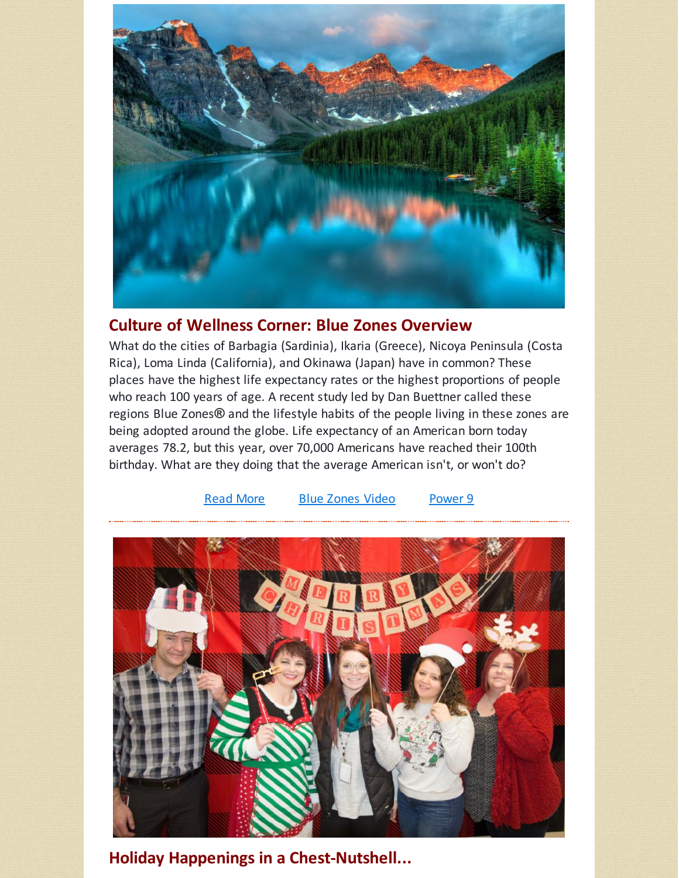## Culture of Wellness Corner: Blue Zones Overview

What do the cities of Barbagia (Sardinia), Ikaria (Greece), Nicoya Peninsula (Costa Rica), Loma Linda (California), and Okinawa (Japan) have in common? These places have the highest life expectancy rates or the highest proportions of people who reach 100 years of age. A recent study led by Dan Buettner called these regions Blue Zones® and the lifestyle habits of the people living in these zones are being adopted around the globe. Life expectancy of an American born today averages 78.2, but this year, over 70,000 Americans have reached their 100th birthday. What are they doing that the average American isn't, or won't do?

Read More     Blue Zones Video     Power 9

---

## Holiday Happenings in a Chest-Nutshell...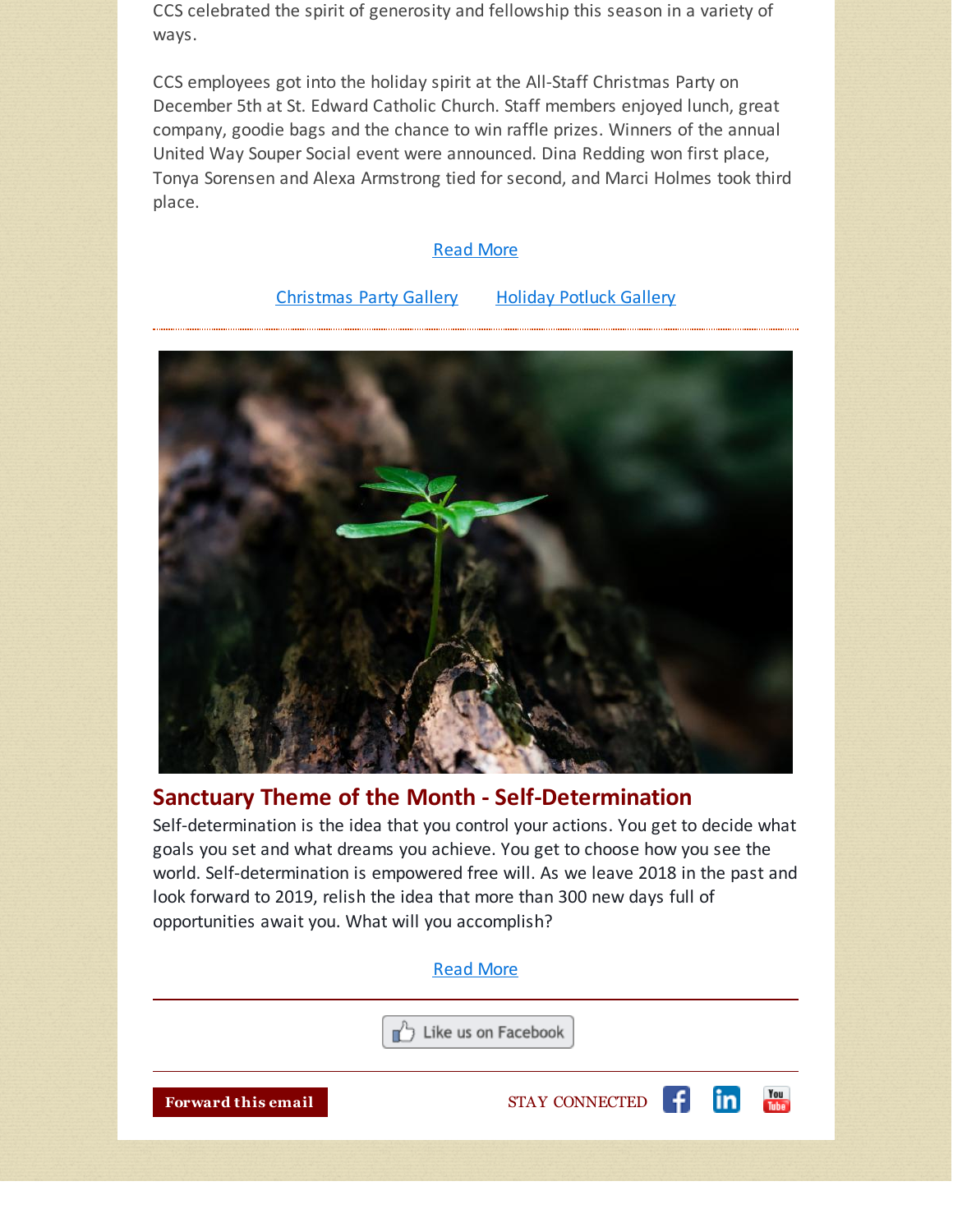CCS celebrated the spirit of generosity and fellowship this season in a variety of ways.

CCS employees got into the holiday spirit at the All-Staff Christmas Party on December 5th at St. Edward Catholic Church. Staff members enjoyed lunch, great company, goodie bags and the chance to win raffle prizes. Winners of the annual United Way Souper Social event were announced. Dina Redding won first place, Tonya Sorensen and Alexa Armstrong tied for second, and Marci Holmes took third place.

Read More

Christmas Party Gallery     Holiday Potluck Gallery

## Sanctuary Theme of the Month - Self-Determination

Self-determination is the idea that you control your actions. You get to decide what goals you set and what dreams you achieve. You get to choose how you see the world. Self-determination is empowered free will. As we leave 2018 in the past and look forward to 2019, relish the idea that more than 300 new days full of opportunities await you. What will you accomplish?

Read More

Like us on Facebook

**Forward this email**

STAY CONNECTED